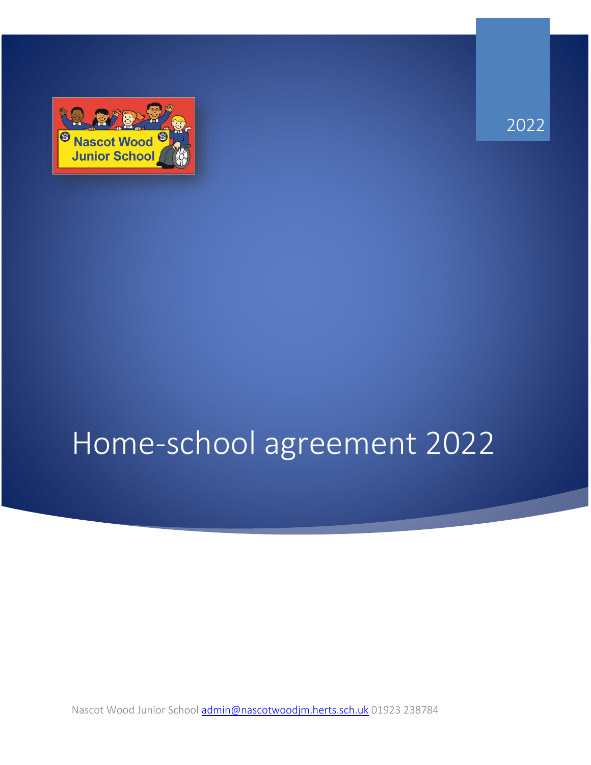Nascot Wood Junior School

2022

# Home-school agreement 2022

Nascot Wood Junior School admin@nascotwoodjm.herts.sch.uk 01923 238784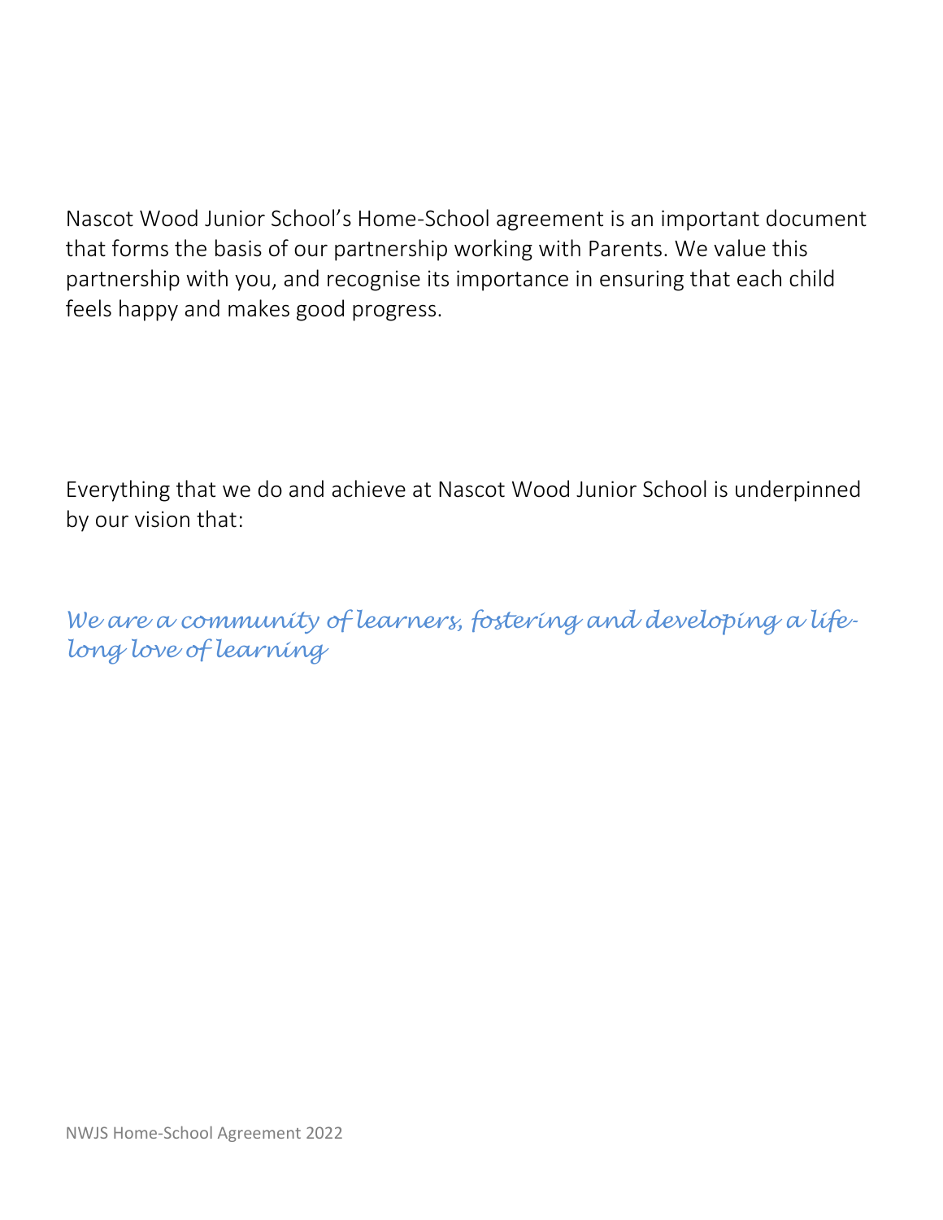Nascot Wood Junior School's Home-School agreement is an important document that forms the basis of our partnership working with Parents. We value this partnership with you, and recognise its importance in ensuring that each child feels happy and makes good progress.

Everything that we do and achieve at Nascot Wood Junior School is underpinned by our vision that:

*We are a community of learners, fostering and developing a life-long love of learning*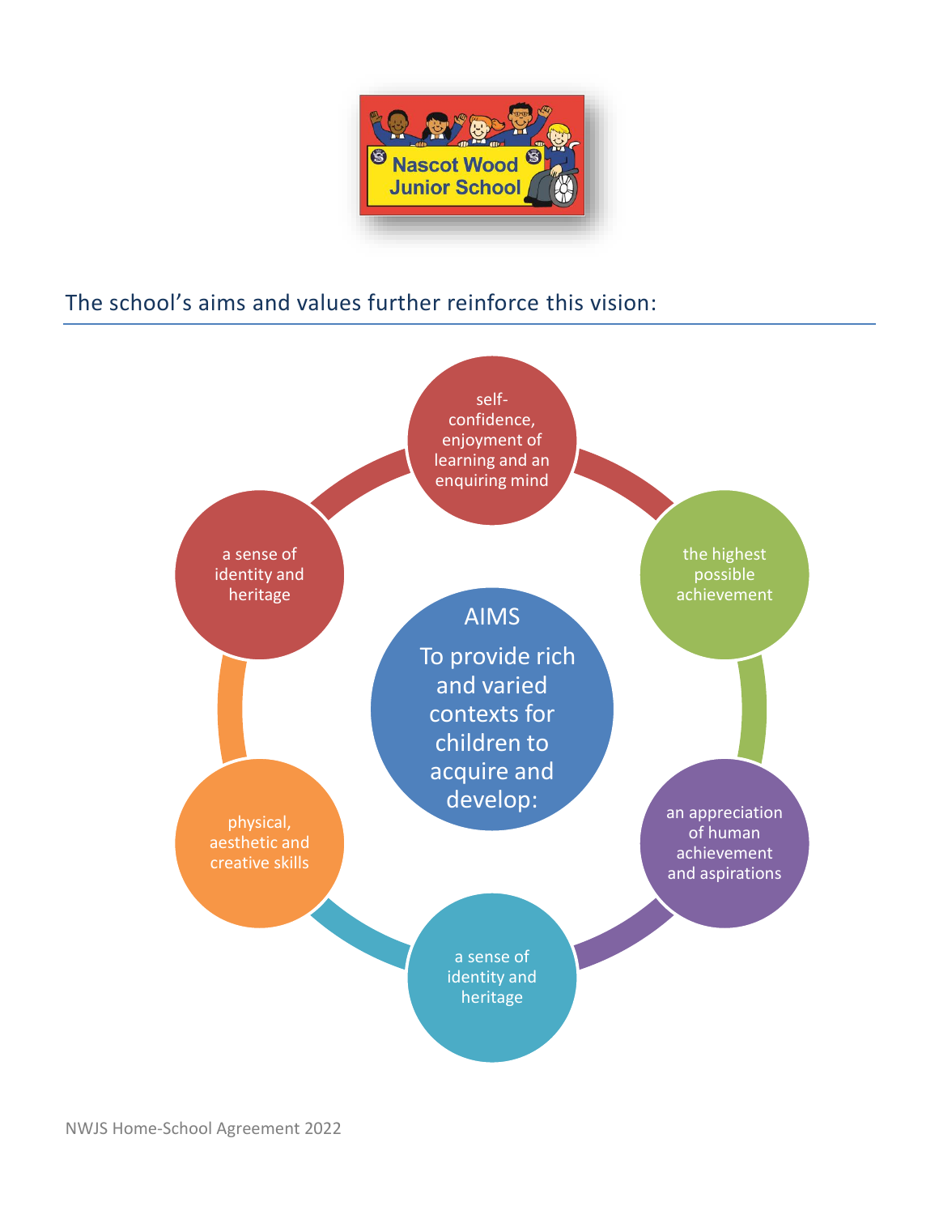Nascot Wood Junior School

The school's aims and values further reinforce this vision:

**AIMS**

To provide rich and varied contexts for children to acquire and develop:

- self-confidence, enjoyment of learning and an enquiring mind
- the highest possible achievement
- an appreciation of human achievement and aspirations
- a sense of identity and heritage
- physical, aesthetic and creative skills
- a sense of identity and heritage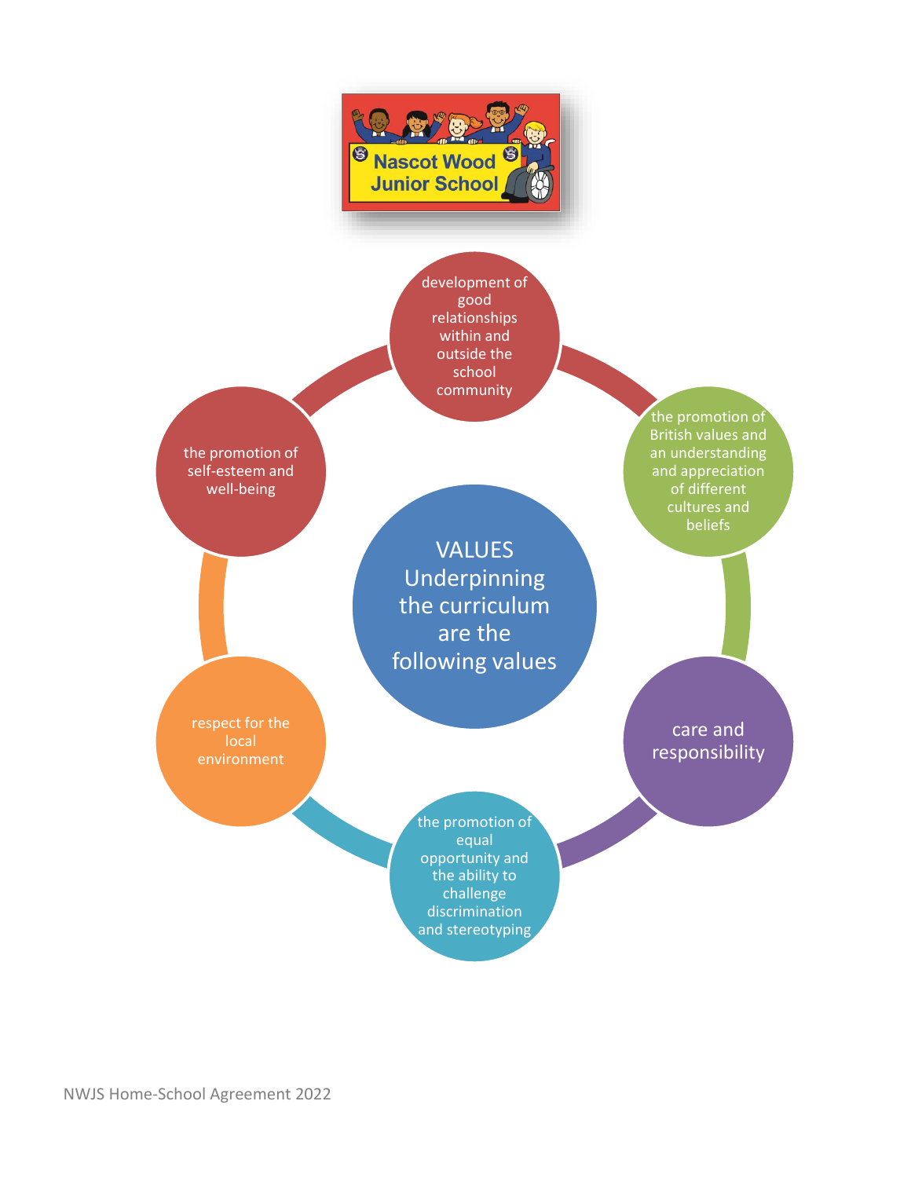Nascot Wood Junior School

# VALUES

Underpinning the curriculum are the following values

- development of good relationships within and outside the school community
- the promotion of British values and an understanding and appreciation of different cultures and beliefs
- care and responsibility
- the promotion of equal opportunity and the ability to challenge discrimination and stereotyping
- respect for the local environment
- the promotion of self-esteem and well-being

NWJS Home-School Agreement 2022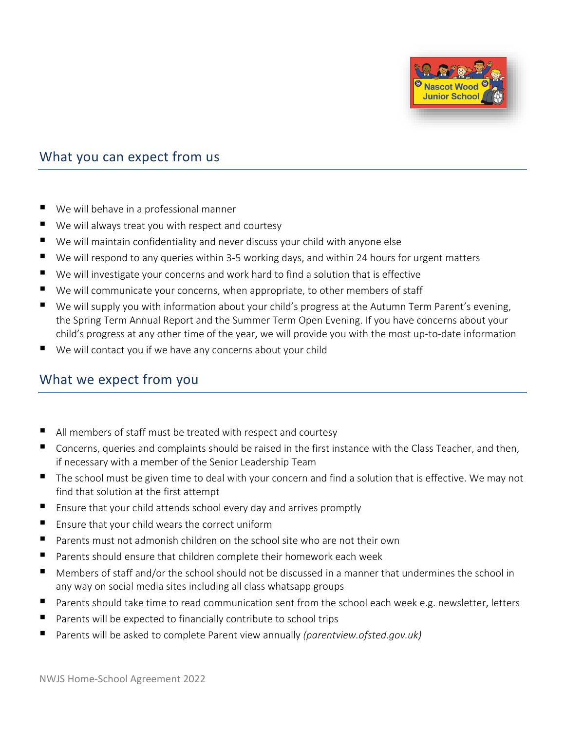## What you can expect from us

- We will behave in a professional manner
- We will always treat you with respect and courtesy
- We will maintain confidentiality and never discuss your child with anyone else
- We will respond to any queries within 3-5 working days, and within 24 hours for urgent matters
- We will investigate your concerns and work hard to find a solution that is effective
- We will communicate your concerns, when appropriate, to other members of staff
- We will supply you with information about your child's progress at the Autumn Term Parent's evening, the Spring Term Annual Report and the Summer Term Open Evening. If you have concerns about your child's progress at any other time of the year, we will provide you with the most up-to-date information
- We will contact you if we have any concerns about your child

## What we expect from you

- All members of staff must be treated with respect and courtesy
- Concerns, queries and complaints should be raised in the first instance with the Class Teacher, and then, if necessary with a member of the Senior Leadership Team
- The school must be given time to deal with your concern and find a solution that is effective. We may not find that solution at the first attempt
- Ensure that your child attends school every day and arrives promptly
- Ensure that your child wears the correct uniform
- Parents must not admonish children on the school site who are not their own
- Parents should ensure that children complete their homework each week
- Members of staff and/or the school should not be discussed in a manner that undermines the school in any way on social media sites including all class whatsapp groups
- Parents should take time to read communication sent from the school each week e.g. newsletter, letters
- Parents will be expected to financially contribute to school trips
- Parents will be asked to complete Parent view annually *(parentview.ofsted.gov.uk)*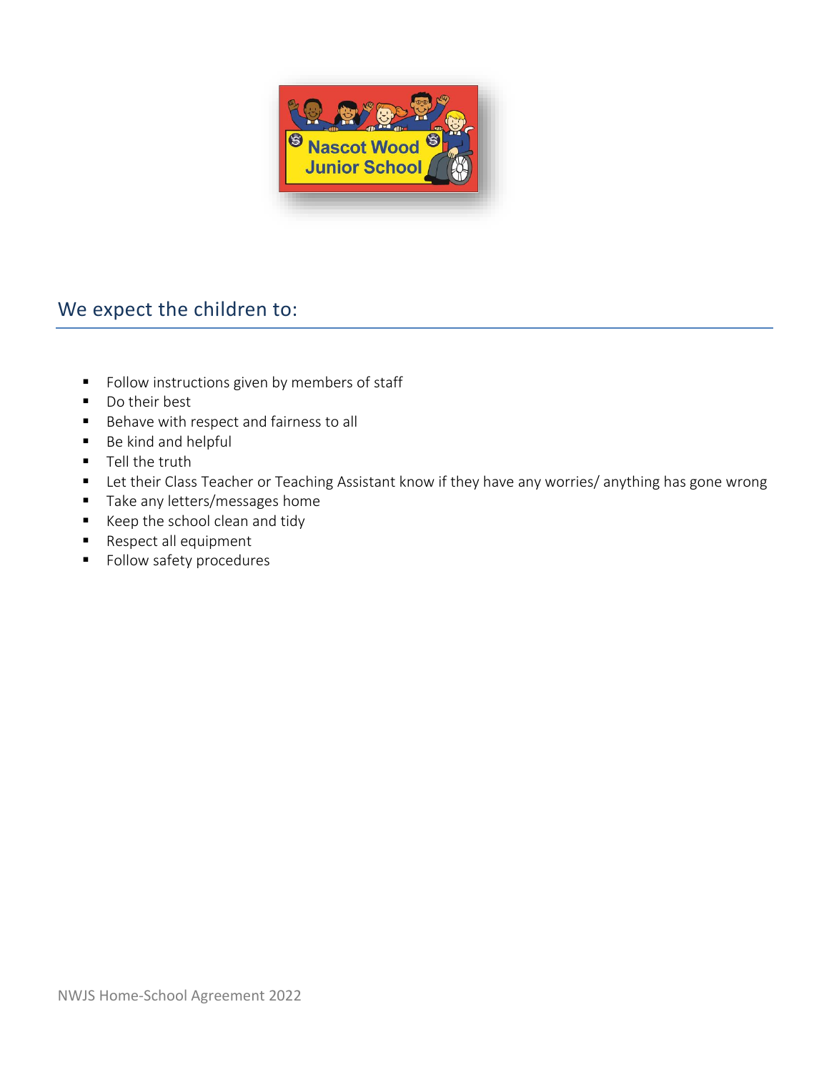## We expect the children to:

- Follow instructions given by members of staff
- Do their best
- Behave with respect and fairness to all
- Be kind and helpful
- Tell the truth
- Let their Class Teacher or Teaching Assistant know if they have any worries/ anything has gone wrong
- Take any letters/messages home
- Keep the school clean and tidy
- Respect all equipment
- Follow safety procedures